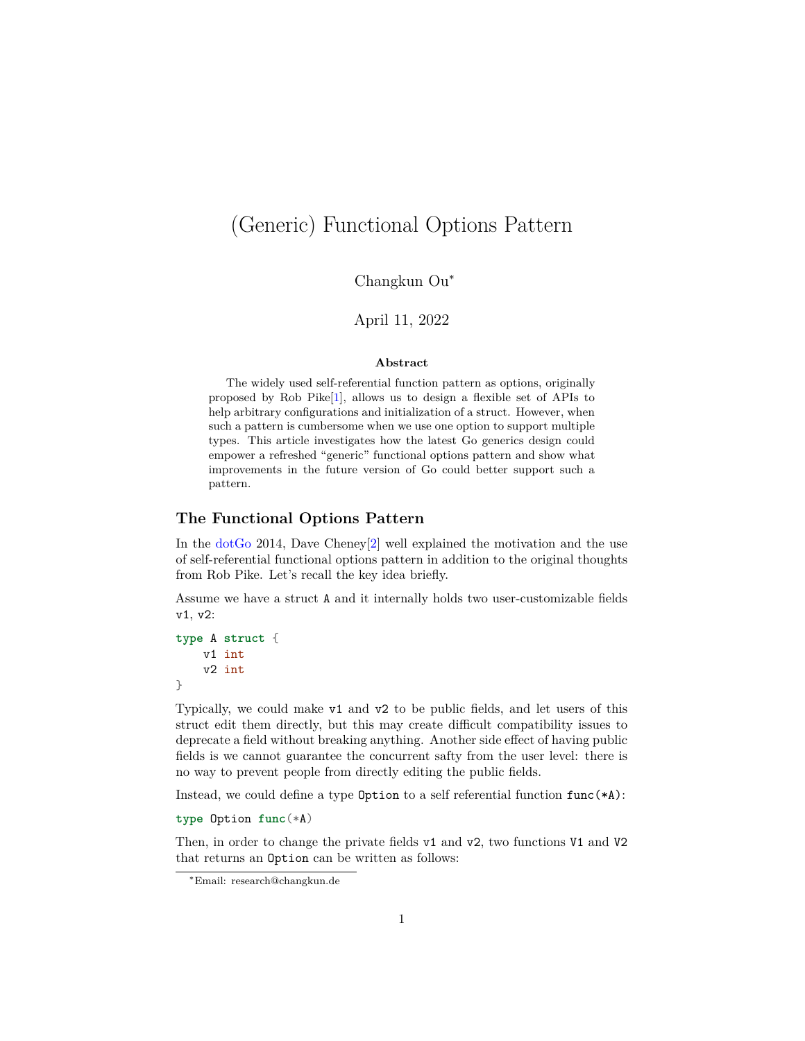# (Generic) Functional Options Pattern

Changkun Ou*

April 11, 2022

**Abstract**

The widely used self-referential function pattern as options, originally proposed by Rob Pike[1], allows us to design a flexible set of APIs to help arbitrary configurations and initialization of a struct. However, when such a pattern is cumbersome when we use one option to support multiple types. This article investigates how the latest Go generics design could empower a refreshed "generic" functional options pattern and show what improvements in the future version of Go could better support such a pattern.

## The Functional Options Pattern

In the dotGo 2014, Dave Cheney[2] well explained the motivation and the use of self-referential functional options pattern in addition to the original thoughts from Rob Pike. Let's recall the key idea briefly.

Assume we have a struct `A` and it internally holds two user-customizable fields `v1`, `v2`:

```
type A struct {
    v1 int
    v2 int
}
```

Typically, we could make `v1` and `v2` to be public fields, and let users of this struct edit them directly, but this may create difficult compatibility issues to deprecate a field without breaking anything. Another side effect of having public fields is we cannot guarantee the concurrent safty from the user level: there is no way to prevent people from directly editing the public fields.

Instead, we could define a type `Option` to a self referential function `func(*A)`:

```
type Option func(*A)
```

Then, in order to change the private fields `v1` and `v2`, two functions `V1` and `V2` that returns an `Option` can be written as follows:

*Email: research@changkun.de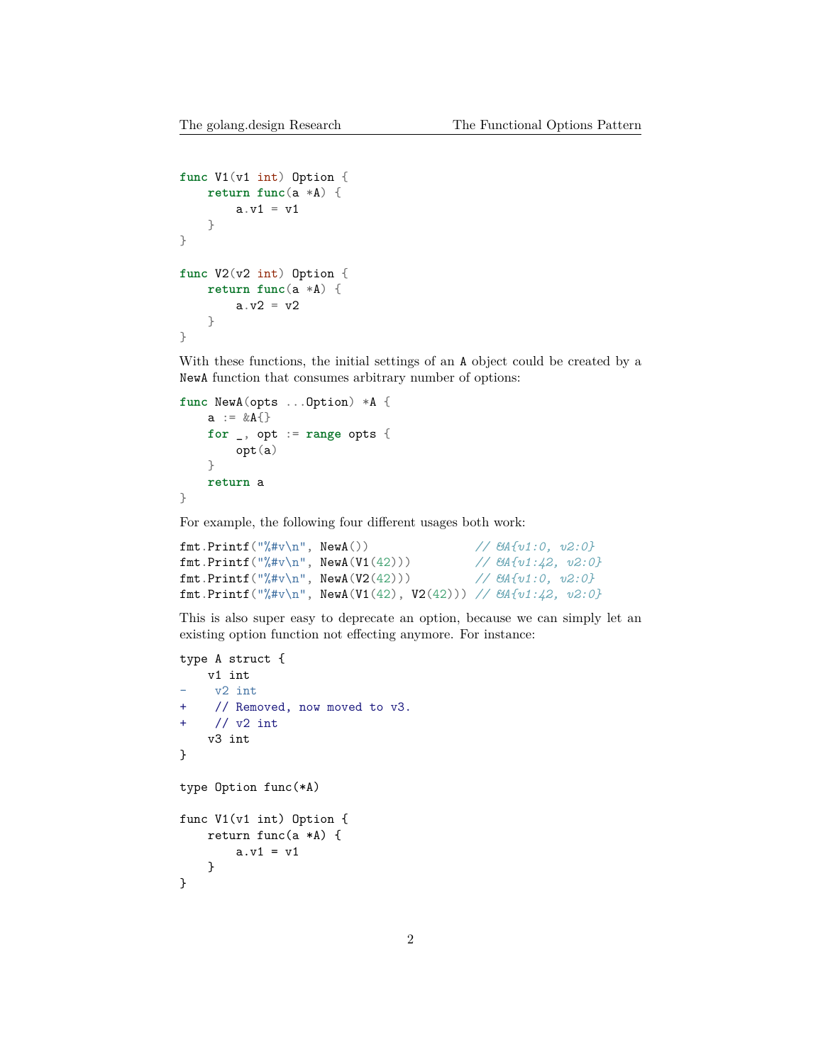```go
func V1(v1 int) Option {
    return func(a *A) {
        a.v1 = v1
    }
}

func V2(v2 int) Option {
    return func(a *A) {
        a.v2 = v2
    }
}
```

With these functions, the initial settings of an `A` object could be created by a `NewA` function that consumes arbitrary number of options:

```go
func NewA(opts ...Option) *A {
    a := &A{}
    for _, opt := range opts {
        opt(a)
    }
    return a
}
```

For example, the following four different usages both work:

```go
fmt.Printf("%#v\n", NewA())               // &A{v1:0, v2:0}
fmt.Printf("%#v\n", NewA(V1(42)))         // &A{v1:42, v2:0}
fmt.Printf("%#v\n", NewA(V2(42)))         // &A{v1:0, v2:0}
fmt.Printf("%#v\n", NewA(V1(42), V2(42))) // &A{v1:42, v2:0}
```

This is also super easy to deprecate an option, because we can simply let an existing option function not effecting anymore. For instance:

```diff
type A struct {
    v1 int
-    v2 int
+    // Removed, now moved to v3.
+    // v2 int
    v3 int
}

type Option func(*A)

func V1(v1 int) Option {
    return func(a *A) {
        a.v1 = v1
    }
}
```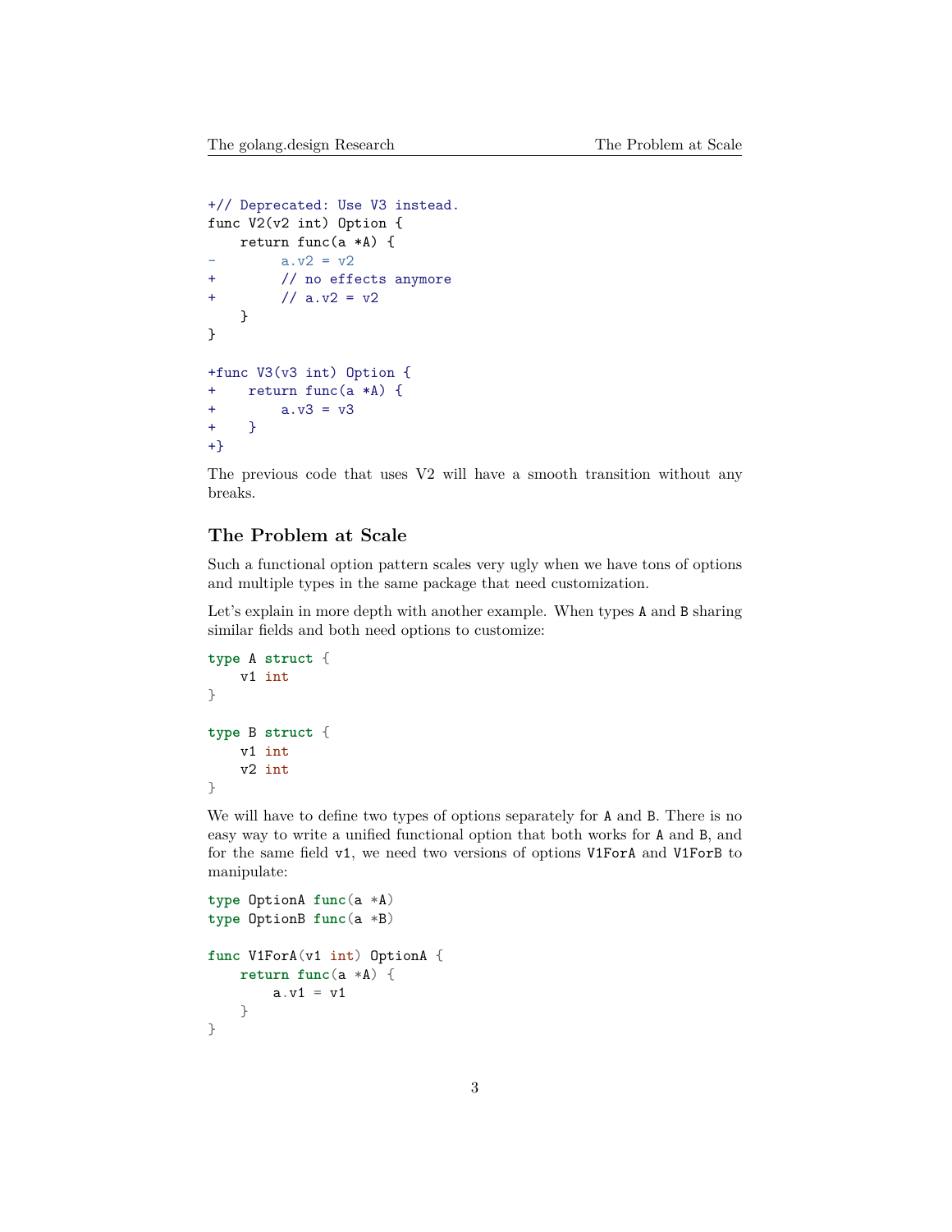```diff
+// Deprecated: Use V3 instead.
func V2(v2 int) Option {
    return func(a *A) {
-        a.v2 = v2
+        // no effects anymore
+        // a.v2 = v2
    }
}

+func V3(v3 int) Option {
+    return func(a *A) {
+        a.v3 = v3
+    }
+}
```

The previous code that uses V2 will have a smooth transition without any breaks.

## The Problem at Scale

Such a functional option pattern scales very ugly when we have tons of options and multiple types in the same package that need customization.

Let's explain in more depth with another example. When types `A` and `B` sharing similar fields and both need options to customize:

```go
type A struct {
    v1 int
}

type B struct {
    v1 int
    v2 int
}
```

We will have to define two types of options separately for `A` and `B`. There is no easy way to write a unified functional option that both works for `A` and `B`, and for the same field `v1`, we need two versions of options `V1ForA` and `V1ForB` to manipulate:

```go
type OptionA func(a *A)
type OptionB func(a *B)

func V1ForA(v1 int) OptionA {
    return func(a *A) {
        a.v1 = v1
    }
}
```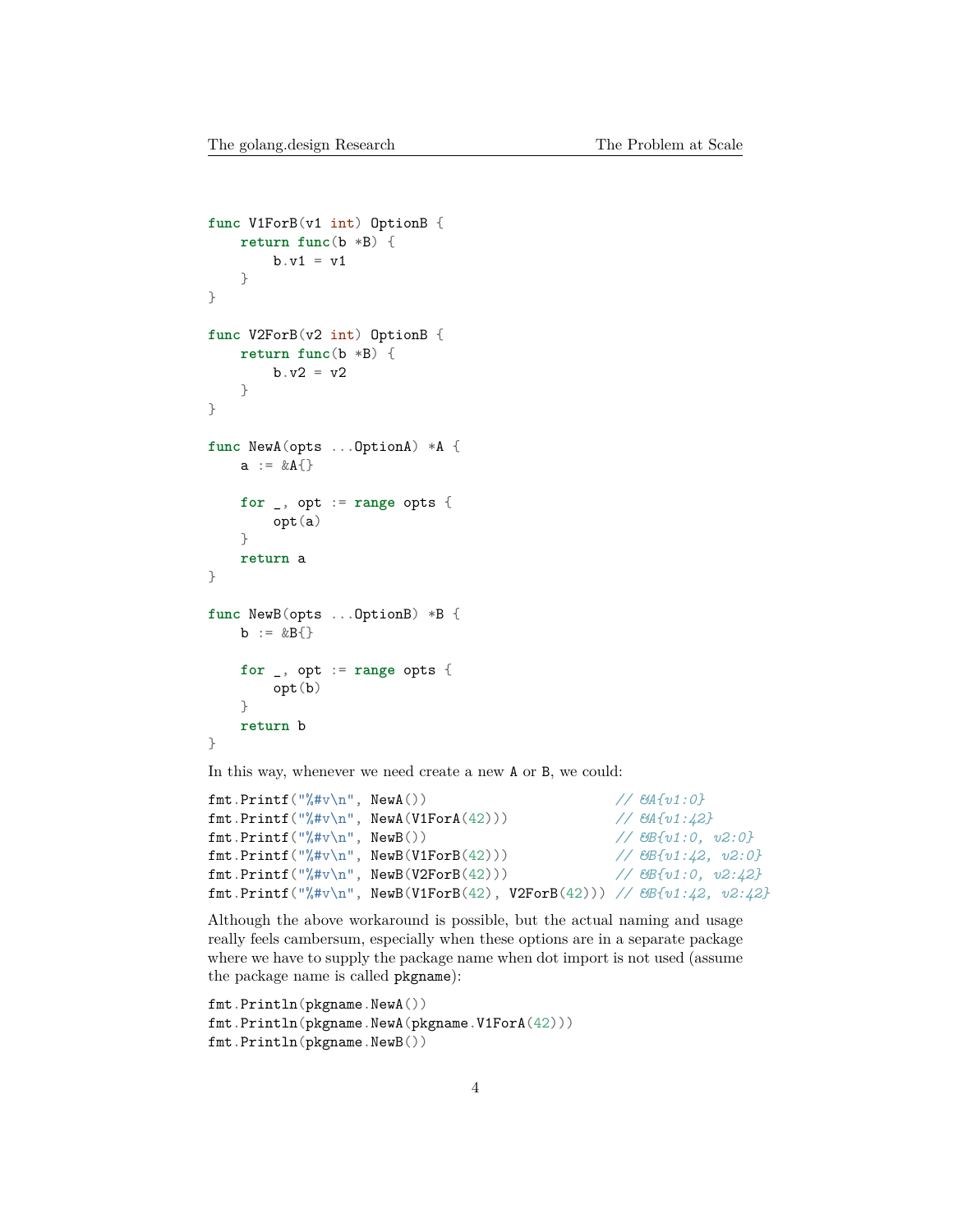```go
func V1ForB(v1 int) OptionB {
    return func(b *B) {
        b.v1 = v1
    }
}

func V2ForB(v2 int) OptionB {
    return func(b *B) {
        b.v2 = v2
    }
}

func NewA(opts ...OptionA) *A {
    a := &A{}

    for _, opt := range opts {
        opt(a)
    }
    return a
}

func NewB(opts ...OptionB) *B {
    b := &B{}

    for _, opt := range opts {
        opt(b)
    }
    return b
}
```

In this way, whenever we need create a new `A` or `B`, we could:

```go
fmt.Printf("%#v\n", NewA())                          // &A{v1:0}
fmt.Printf("%#v\n", NewA(V1ForA(42)))                // &A{v1:42}
fmt.Printf("%#v\n", NewB())                          // &B{v1:0, v2:0}
fmt.Printf("%#v\n", NewB(V1ForB(42)))                // &B{v1:42, v2:0}
fmt.Printf("%#v\n", NewB(V2ForB(42)))                // &B{v1:0, v2:42}
fmt.Printf("%#v\n", NewB(V1ForB(42), V2ForB(42))) // &B{v1:42, v2:42}
```

Although the above workaround is possible, but the actual naming and usage really feels cambersum, especially when these options are in a separate package where we have to supply the package name when dot import is not used (assume the package name is called `pkgname`):

```go
fmt.Println(pkgname.NewA())
fmt.Println(pkgname.NewA(pkgname.V1ForA(42)))
fmt.Println(pkgname.NewB())
```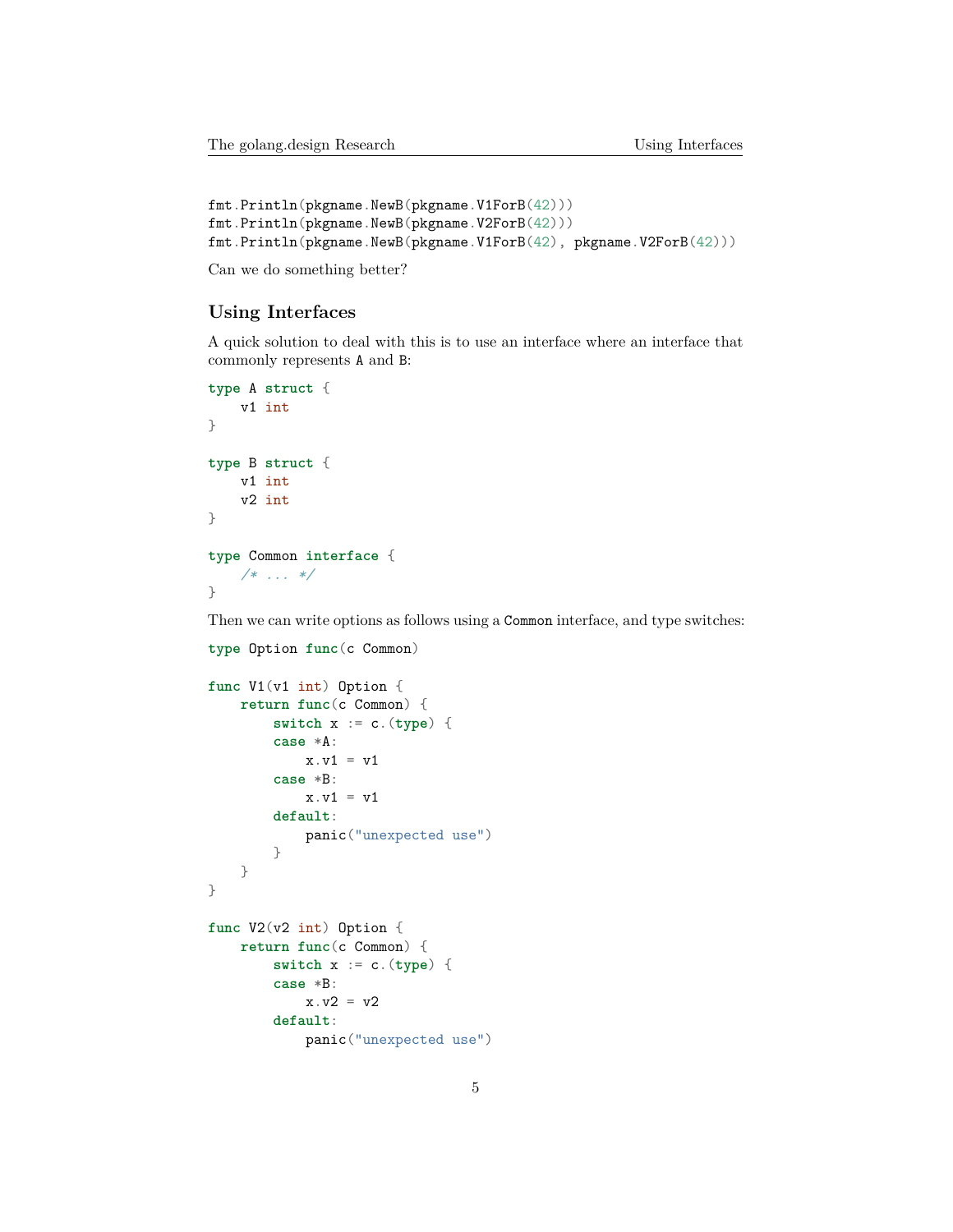```go
fmt.Println(pkgname.NewB(pkgname.V1ForB(42)))
fmt.Println(pkgname.NewB(pkgname.V2ForB(42)))
fmt.Println(pkgname.NewB(pkgname.V1ForB(42), pkgname.V2ForB(42)))
```

Can we do something better?

## Using Interfaces

A quick solution to deal with this is to use an interface where an interface that commonly represents `A` and `B`:

```go
type A struct {
    v1 int
}

type B struct {
    v1 int
    v2 int
}

type Common interface {
    /* ... */
}
```

Then we can write options as follows using a `Common` interface, and type switches:

```go
type Option func(c Common)

func V1(v1 int) Option {
    return func(c Common) {
        switch x := c.(type) {
        case *A:
            x.v1 = v1
        case *B:
            x.v1 = v1
        default:
            panic("unexpected use")
        }
    }
}

func V2(v2 int) Option {
    return func(c Common) {
        switch x := c.(type) {
        case *B:
            x.v2 = v2
        default:
            panic("unexpected use")
```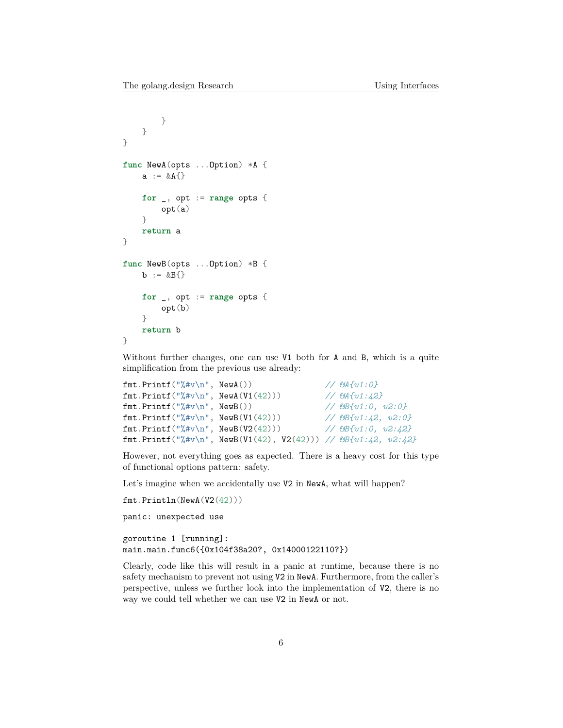```go
		}
	}
}

func NewA(opts ...Option) *A {
	a := &A{}

	for _, opt := range opts {
		opt(a)
	}
	return a
}

func NewB(opts ...Option) *B {
	b := &B{}

	for _, opt := range opts {
		opt(b)
	}
	return b
}
```

Without further changes, one can use `V1` both for `A` and `B`, which is a quite simplification from the previous use already:

```go
fmt.Printf("%#v\n", NewA())               // &A{v1:0}
fmt.Printf("%#v\n", NewA(V1(42)))         // &A{v1:42}
fmt.Printf("%#v\n", NewB())               // &B{v1:0, v2:0}
fmt.Printf("%#v\n", NewB(V1(42)))         // &B{v1:42, v2:0}
fmt.Printf("%#v\n", NewB(V2(42)))         // &B{v1:0, v2:42}
fmt.Printf("%#v\n", NewB(V1(42), V2(42))) // &B{v1:42, v2:42}
```

However, not everything goes as expected. There is a heavy cost for this type of functional options pattern: safety.

Let's imagine when we accidentally use `V2` in `NewA`, what will happen?

```go
fmt.Println(NewA(V2(42)))
```

```
panic: unexpected use

goroutine 1 [running]:
main.main.func6({0x104f38a20?, 0x14000122110?})
```

Clearly, code like this will result in a panic at runtime, because there is no safety mechanism to prevent not using `V2` in `NewA`. Furthermore, from the caller's perspective, unless we further look into the implementation of `V2`, there is no way we could tell whether we can use `V2` in `NewA` or not.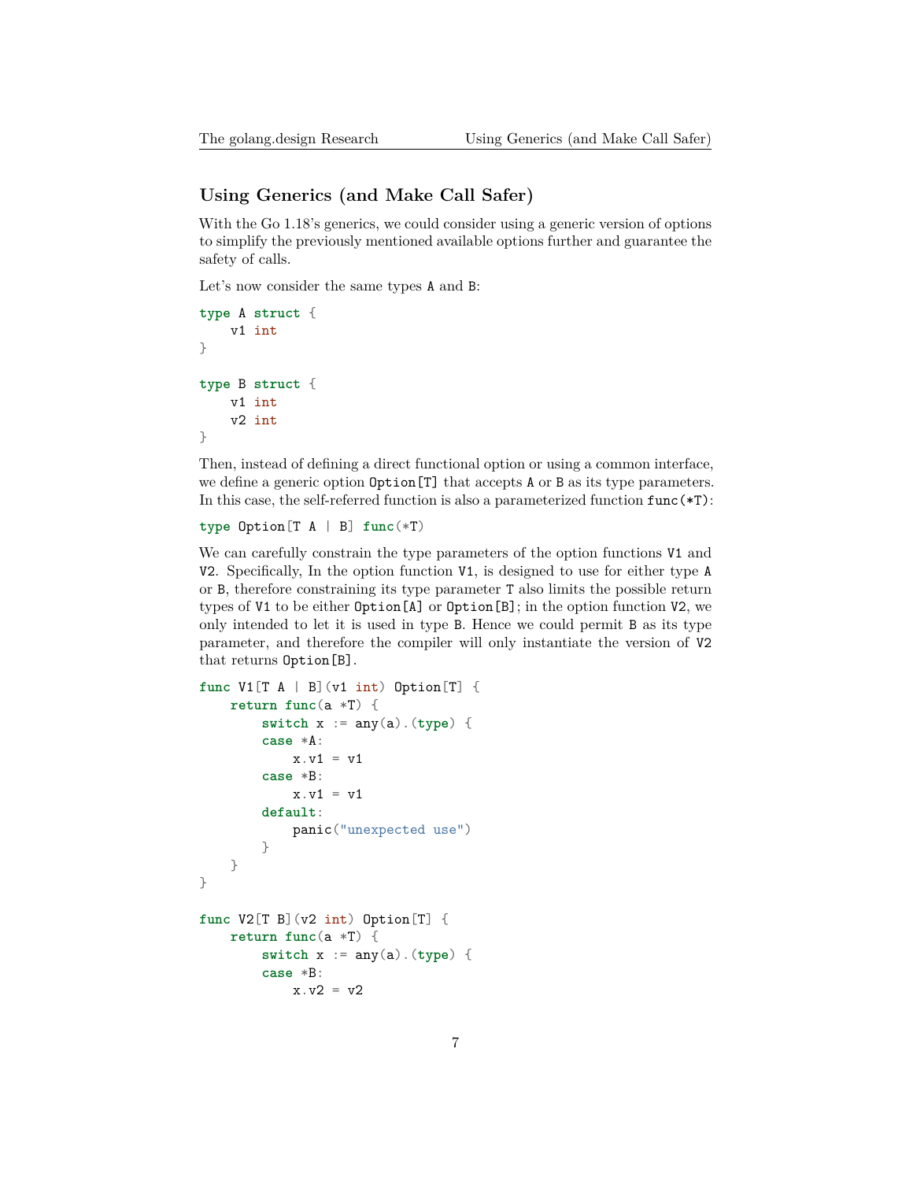## Using Generics (and Make Call Safer)

With the Go 1.18's generics, we could consider using a generic version of options to simplify the previously mentioned available options further and guarantee the safety of calls.

Let's now consider the same types `A` and `B`:

```go
type A struct {
    v1 int
}

type B struct {
    v1 int
    v2 int
}
```

Then, instead of defining a direct functional option or using a common interface, we define a generic option `Option[T]` that accepts `A` or `B` as its type parameters. In this case, the self-referred function is also a parameterized function `func(*T)`:

```go
type Option[T A | B] func(*T)
```

We can carefully constrain the type parameters of the option functions `V1` and `V2`. Specifically, In the option function `V1`, is designed to use for either type `A` or `B`, therefore constraining its type parameter `T` also limits the possible return types of `V1` to be either `Option[A]` or `Option[B]`; in the option function `V2`, we only intended to let it is used in type `B`. Hence we could permit `B` as its type parameter, and therefore the compiler will only instantiate the version of `V2` that returns `Option[B]`.

```go
func V1[T A | B](v1 int) Option[T] {
    return func(a *T) {
        switch x := any(a).(type) {
        case *A:
            x.v1 = v1
        case *B:
            x.v1 = v1
        default:
            panic("unexpected use")
        }
    }
}

func V2[T B](v2 int) Option[T] {
    return func(a *T) {
        switch x := any(a).(type) {
        case *B:
            x.v2 = v2
```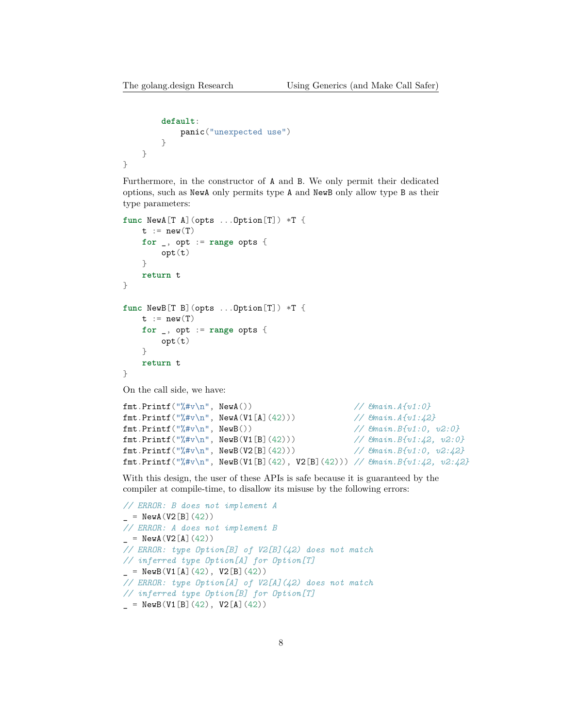```go
        default:
            panic("unexpected use")
        }
    }
}
```

Furthermore, in the constructor of `A` and `B`. We only permit their dedicated options, such as `NewA` only permits type `A` and `NewB` only allow type `B` as their type parameters:

```go
func NewA[T A](opts ...Option[T]) *T {
    t := new(T)
    for _, opt := range opts {
        opt(t)
    }
    return t
}

func NewB[T B](opts ...Option[T]) *T {
    t := new(T)
    for _, opt := range opts {
        opt(t)
    }
    return t
}
```

On the call side, we have:

```go
fmt.Printf("%#v\n", NewA())                          // &main.A{v1:0}
fmt.Printf("%#v\n", NewA(V1[A](42)))                 // &main.A{v1:42}
fmt.Printf("%#v\n", NewB())                          // &main.B{v1:0, v2:0}
fmt.Printf("%#v\n", NewB(V1[B](42)))                 // &main.B{v1:42, v2:0}
fmt.Printf("%#v\n", NewB(V2[B](42)))                 // &main.B{v1:0, v2:42}
fmt.Printf("%#v\n", NewB(V1[B](42), V2[B](42)))      // &main.B{v1:42, v2:42}
```

With this design, the user of these APIs is safe because it is guaranteed by the compiler at compile-time, to disallow its misuse by the following errors:

```go
// ERROR: B does not implement A
_ = NewA(V2[B](42))
// ERROR: A does not implement B
_ = NewA(V2[A](42))
// ERROR: type Option[B] of V2[B](42) does not match
// inferred type Option[A] for Option[T]
_ = NewB(V1[A](42), V2[B](42))
// ERROR: type Option[A] of V2[A](42) does not match
// inferred type Option[B] for Option[T]
_ = NewB(V1[B](42), V2[A](42))
```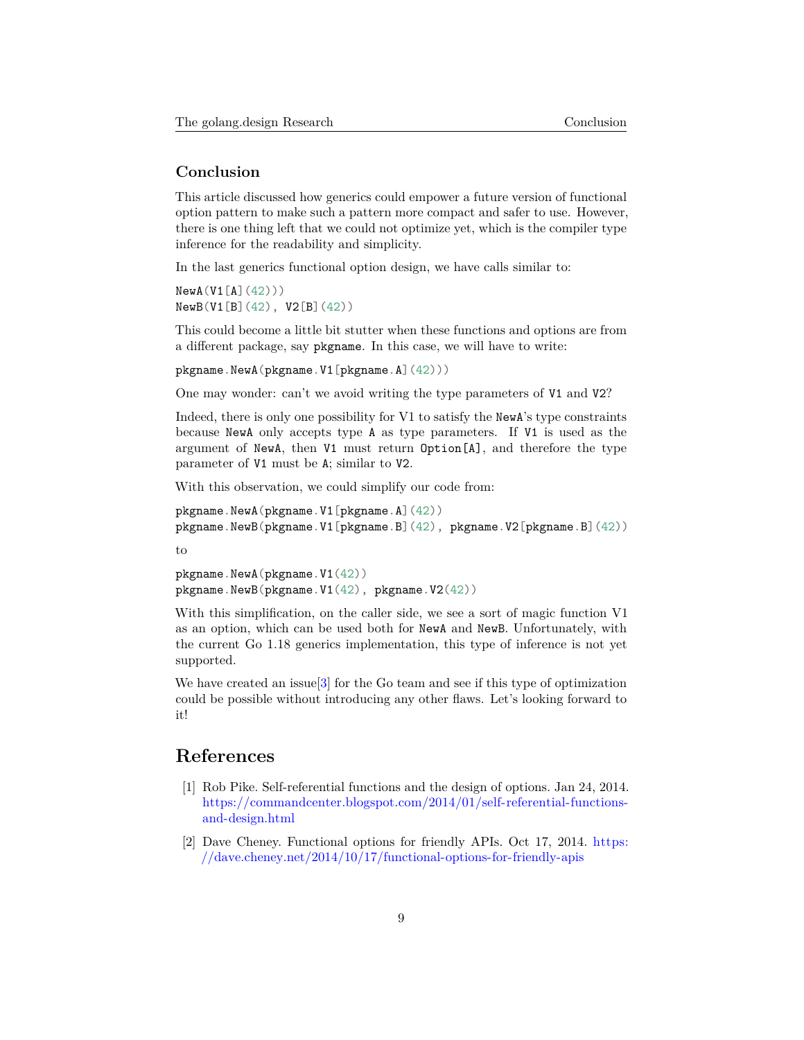## Conclusion

This article discussed how generics could empower a future version of functional option pattern to make such a pattern more compact and safer to use. However, there is one thing left that we could not optimize yet, which is the compiler type inference for the readability and simplicity.

In the last generics functional option design, we have calls similar to:

```
NewA(V1[A](42)))
NewB(V1[B](42), V2[B](42))
```

This could become a little bit stutter when these functions and options are from a different package, say `pkgname`. In this case, we will have to write:

```
pkgname.NewA(pkgname.V1[pkgname.A](42)))
```

One may wonder: can't we avoid writing the type parameters of `V1` and `V2`?

Indeed, there is only one possibility for V1 to satisfy the `NewA`'s type constraints because `NewA` only accepts type `A` as type parameters. If `V1` is used as the argument of `NewA`, then `V1` must return `Option[A]`, and therefore the type parameter of `V1` must be `A`; similar to `V2`.

With this observation, we could simplify our code from:

```
pkgname.NewA(pkgname.V1[pkgname.A](42))
pkgname.NewB(pkgname.V1[pkgname.B](42), pkgname.V2[pkgname.B](42))
```

to

```
pkgname.NewA(pkgname.V1(42))
pkgname.NewB(pkgname.V1(42), pkgname.V2(42))
```

With this simplification, on the caller side, we see a sort of magic function V1 as an option, which can be used both for `NewA` and `NewB`. Unfortunately, with the current Go 1.18 generics implementation, this type of inference is not yet supported.

We have created an issue[3] for the Go team and see if this type of optimization could be possible without introducing any other flaws. Let's looking forward to it!

# References

[1] Rob Pike. Self-referential functions and the design of options. Jan 24, 2014. https://commandcenter.blogspot.com/2014/01/self-referential-functions-and-design.html

[2] Dave Cheney. Functional options for friendly APIs. Oct 17, 2014. https://dave.cheney.net/2014/10/17/functional-options-for-friendly-apis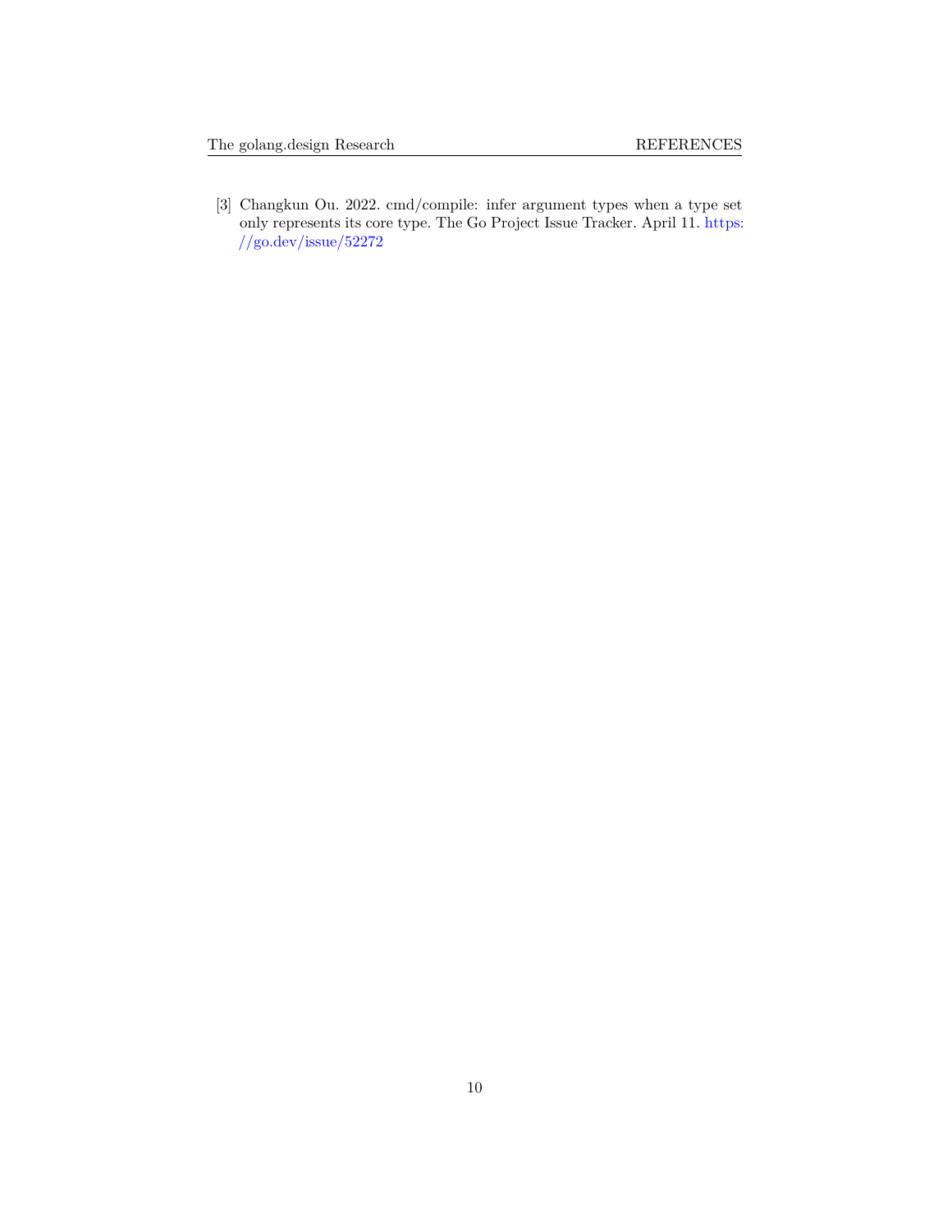[3] Changkun Ou. 2022. cmd/compile: infer argument types when a type set only represents its core type. The Go Project Issue Tracker. April 11. https://go.dev/issue/52272